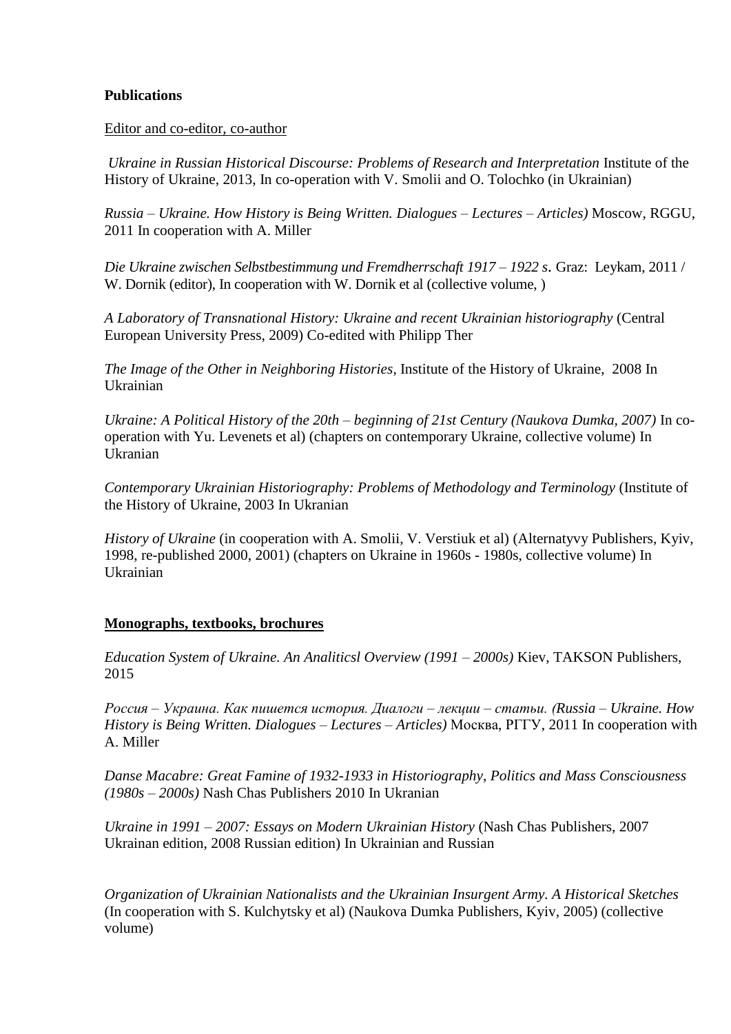**Publications**

Editor and co-editor, co-author

*Ukraine in Russian Historical Discourse: Problems of Research and Interpretation* Institute of the History of Ukraine, 2013, In co-operation with V. Smolii and O. Tolochko (in Ukrainian)

*Russia – Ukraine. How History is Being Written. Dialogues – Lectures – Articles)* Moscow, RGGU, 2011 In cooperation with A. Miller

*Die Ukraine zwischen Selbstbestimmung und Fremdherrschaft 1917 – 1922 s*. Graz: Leykam, 2011 / W. Dornik (editor), In cooperation with W. Dornik et al (collective volume, )

*A Laboratory of Transnational History: Ukraine and recent Ukrainian historiography* (Central European University Press, 2009) Co-edited with Philipp Ther

*The Image of the Other in Neighboring Histories*, Institute of the History of Ukraine, 2008 In Ukrainian

*Ukraine: A Political History of the 20th – beginning of 21st Century (Naukova Dumka, 2007)* In co-operation with Yu. Levenets et al) (chapters on contemporary Ukraine, collective volume) In Ukranian

*Contemporary Ukrainian Historiography: Problems of Methodology and Terminology* (Institute of the History of Ukraine, 2003 In Ukranian

*History of Ukraine* (in cooperation with A. Smolii, V. Verstiuk et al) (Alternatyvy Publishers, Kyiv, 1998, re-published 2000, 2001) (chapters on Ukraine in 1960s - 1980s, collective volume) In Ukrainian

**Monographs, textbooks, brochures**

*Education System of Ukraine. An Analiticsl Overview (1991 – 2000s)* Kiev, TAKSON Publishers, 2015

*Россия – Украина. Как пишется история. Диалоги – лекции – статьи. (Russia – Ukraine. How History is Being Written. Dialogues – Lectures – Articles)* Москва, РГГУ, 2011 In cooperation with A. Miller

*Danse Macabre: Great Famine of 1932-1933 in Historiography, Politics and Mass Consciousness (1980s – 2000s)* Nash Chas Publishers 2010 In Ukranian

*Ukraine in 1991 – 2007: Essays on Modern Ukrainian History* (Nash Chas Publishers, 2007 Ukrainan edition, 2008 Russian edition) In Ukrainian and Russian

*Organization of Ukrainian Nationalists and the Ukrainian Insurgent Army. A Historical Sketches* (In cooperation with S. Kulchytsky et al) (Naukova Dumka Publishers, Kyiv, 2005) (collective volume)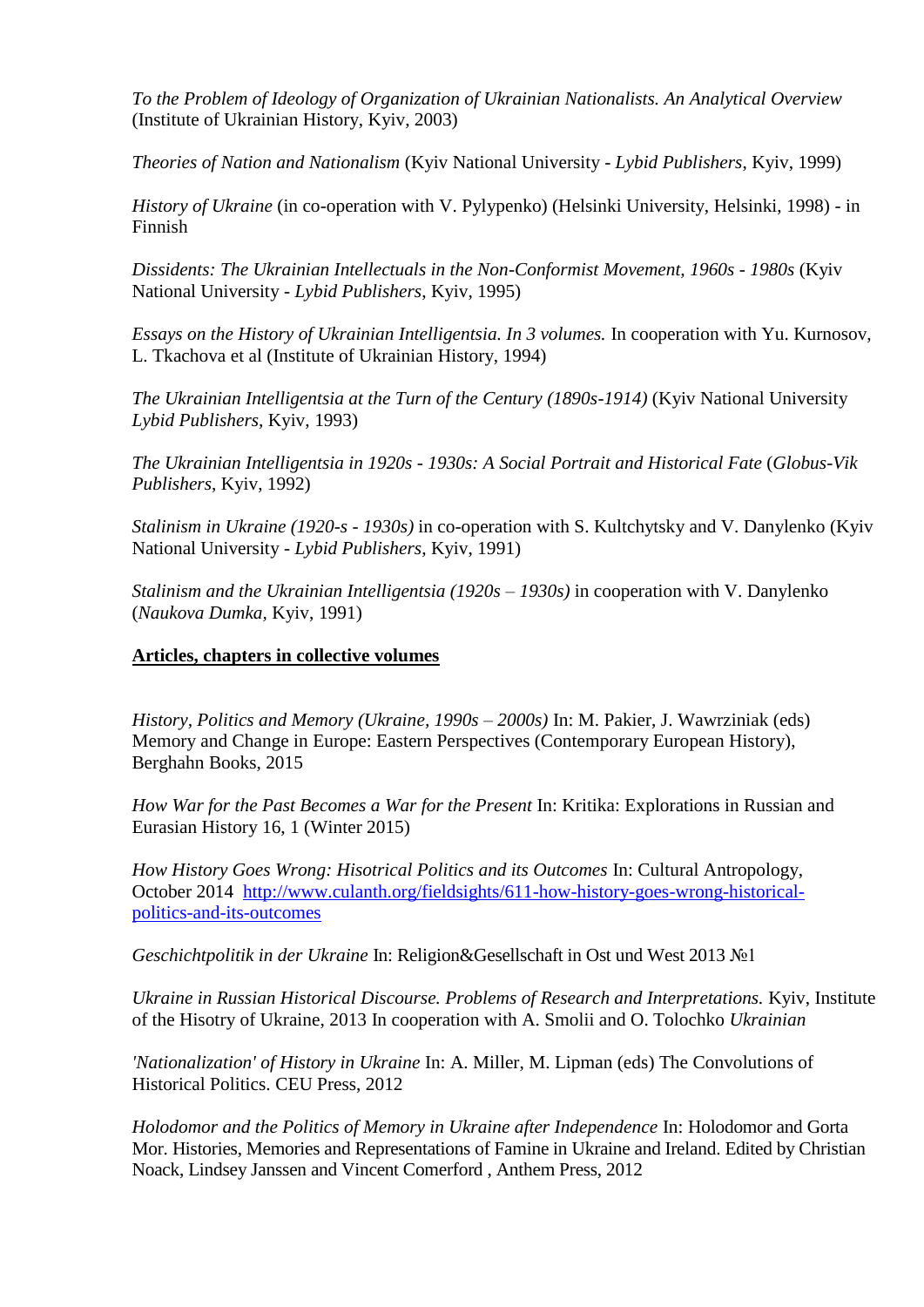*To the Problem of Ideology of Organization of Ukrainian Nationalists. An Analytical Overview* (Institute of Ukrainian History, Kyiv, 2003)

*Theories of Nation and Nationalism* (Kyiv National University - *Lybid Publishers*, Kyiv, 1999)

*History of Ukraine* (in co-operation with V. Pylypenko) (Helsinki University, Helsinki, 1998) - in Finnish

*Dissidents: The Ukrainian Intellectuals in the Non-Conformist Movement, 1960s - 1980s* (Kyiv National University - *Lybid Publishers*, Kyiv, 1995)

*Essays on the History of Ukrainian Intelligentsia. In 3 volumes.* In cooperation with Yu. Kurnosov, L. Tkachova et al (Institute of Ukrainian History, 1994)

*The Ukrainian Intelligentsia at the Turn of the Century (1890s-1914)* (Kyiv National University *Lybid Publishers*, Kyiv, 1993)

*The Ukrainian Intelligentsia in 1920s - 1930s: A Social Portrait and Historical Fate* (*Globus-Vik Publishers*, Kyiv, 1992)

*Stalinism in Ukraine (1920-s - 1930s)* in co-operation with S. Kultchytsky and V. Danylenko (Kyiv National University - *Lybid Publishers*, Kyiv, 1991)

*Stalinism and the Ukrainian Intelligentsia (1920s – 1930s)* in cooperation with V. Danylenko (*Naukova Dumka,* Kyiv, 1991)

**Articles, chapters in collective volumes**

*History, Politics and Memory (Ukraine, 1990s – 2000s)* In: M. Pakier, J. Wawrziniak (eds) Memory and Change in Europe: Eastern Perspectives (Contemporary European History), Berghahn Books, 2015

*How War for the Past Becomes a War for the Present* In: Kritika: Explorations in Russian and Eurasian History 16, 1 (Winter 2015)

*How History Goes Wrong: Hisotrical Politics and its Outcomes* In: Cultural Antropology, October 2014 [http://www.culanth.org/fieldsights/611-how-history-goes-wrong-historical-politics-and-its-outcomes](http://www.culanth.org/fieldsights/611-how-history-goes-wrong-historical-politics-and-its-outcomes)

*Geschichtpolitik in der Ukraine* In: Religion&Gesellschaft in Ost und West 2013 №1

*Ukraine in Russian Historical Discourse. Problems of Research and Interpretations.* Kyiv, Institute of the Hisotry of Ukraine, 2013 In cooperation with A. Smolii and O. Tolochko *Ukrainian*

*'Nationalization' of History in Ukraine* In: A. Miller, M. Lipman (eds) The Convolutions of Historical Politics. CEU Press, 2012

*Holodomor and the Politics of Memory in Ukraine after Independence* In: Holodomor and Gorta Mor. Histories, Memories and Representations of Famine in Ukraine and Ireland. Edited by Christian Noack, Lindsey Janssen and Vincent Comerford , Anthem Press, 2012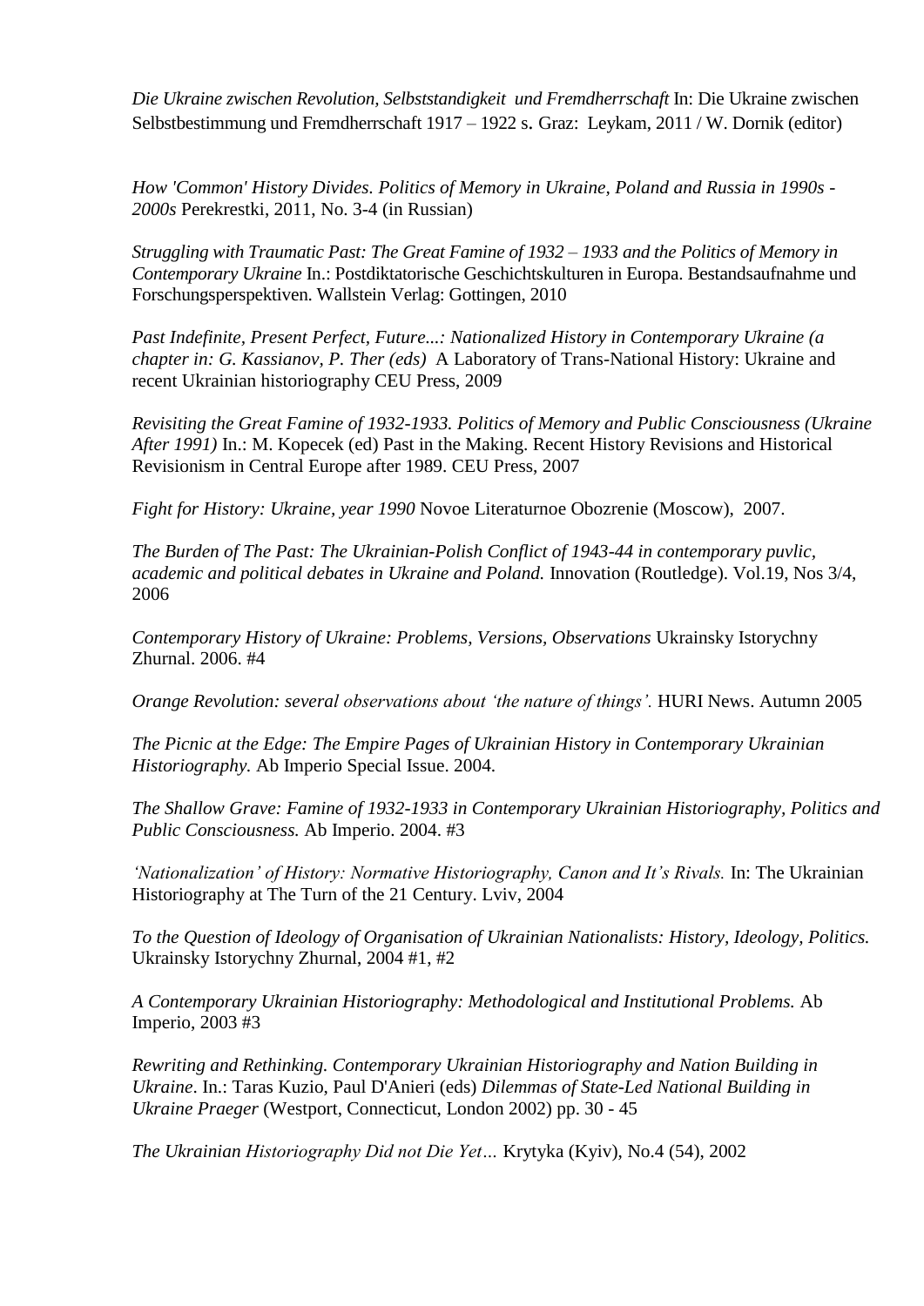*Die Ukraine zwischen Revolution, Selbststandigkeit und Fremdherrschaft* In: Die Ukraine zwischen Selbstbestimmung und Fremdherrschaft 1917 – 1922 s. Graz: Leykam, 2011 / W. Dornik (editor)

*How 'Common' History Divides. Politics of Memory in Ukraine, Poland and Russia in 1990s - 2000s* Perekrestki, 2011, No. 3-4 (in Russian)

*Struggling with Traumatic Past: The Great Famine of 1932 – 1933 and the Politics of Memory in Contemporary Ukraine* In.: Postdiktatorische Geschichtskulturen in Europa. Bestandsaufnahme und Forschungsperspektiven. Wallstein Verlag: Gottingen, 2010

*Past Indefinite, Present Perfect, Future...: Nationalized History in Contemporary Ukraine (a chapter in: G. Kassianov, P. Ther (eds)* A Laboratory of Trans-National History: Ukraine and recent Ukrainian historiography CEU Press, 2009

*Revisiting the Great Famine of 1932-1933. Politics of Memory and Public Consciousness (Ukraine After 1991)* In.: M. Kopecek (ed) Past in the Making. Recent History Revisions and Historical Revisionism in Central Europe after 1989. CEU Press, 2007

*Fight for History: Ukraine, year 1990* Novoe Literaturnoe Obozrenie (Moscow), 2007.

*The Burden of The Past: The Ukrainian-Polish Conflict of 1943-44 in contemporary puvlic, academic and political debates in Ukraine and Poland.* Innovation (Routledge). Vol.19, Nos 3/4, 2006

*Contemporary History of Ukraine: Problems, Versions, Observations* Ukrainsky Istorychny Zhurnal. 2006. #4

*Orange Revolution: several observations about 'the nature of things'.* HURI News. Autumn 2005

*The Picnic at the Edge: The Empire Pages of Ukrainian History in Contemporary Ukrainian Historiography.* Ab Imperio Special Issue. 2004.

*The Shallow Grave: Famine of 1932-1933 in Contemporary Ukrainian Historiography, Politics and Public Consciousness.* Ab Imperio. 2004. #3

*'Nationalization' of History: Normative Historiography, Canon and It's Rivals.* In: The Ukrainian Historiography at The Turn of the 21 Century. Lviv, 2004

*To the Question of Ideology of Organisation of Ukrainian Nationalists: History, Ideology, Politics.* Ukrainsky Istorychny Zhurnal, 2004 #1, #2

*A Contemporary Ukrainian Historiography: Methodological and Institutional Problems.* Ab Imperio, 2003 #3

*Rewriting and Rethinking. Contemporary Ukrainian Historiography and Nation Building in Ukraine*. In.: Taras Kuzio, Paul D'Anieri (eds) *Dilemmas of State-Led National Building in Ukraine Praeger* (Westport, Connecticut, London 2002) pp. 30 - 45

*The Ukrainian Historiography Did not Die Yet…* Krytyka (Kyiv), No.4 (54), 2002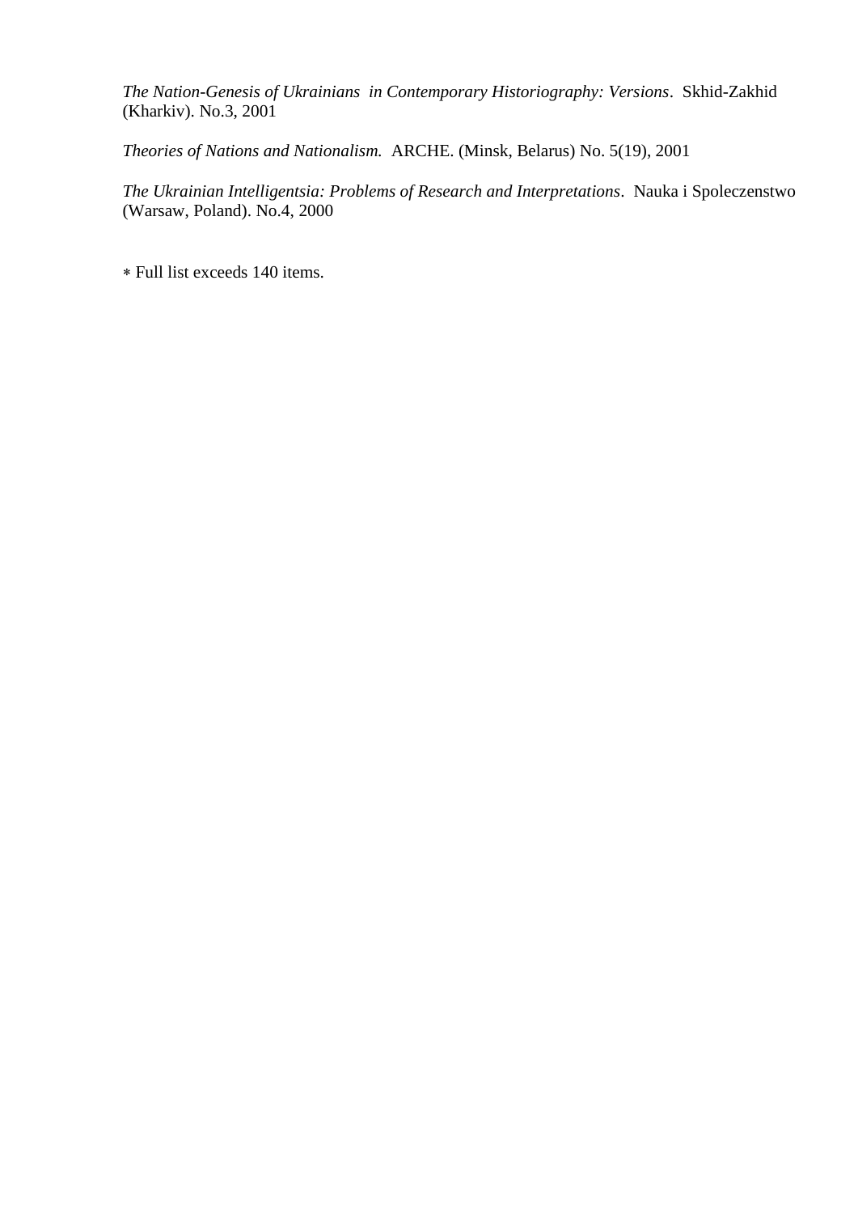*The Nation-Genesis of Ukrainians in Contemporary Historiography: Versions*. Skhid-Zakhid (Kharkiv). No.3, 2001

*Theories of Nations and Nationalism.* ARCHE. (Minsk, Belarus) No. 5(19), 2001

*The Ukrainian Intelligentsia: Problems of Research and Interpretations*. Nauka i Spoleczenstwo (Warsaw, Poland). No.4, 2000

∗ Full list exceeds 140 items.